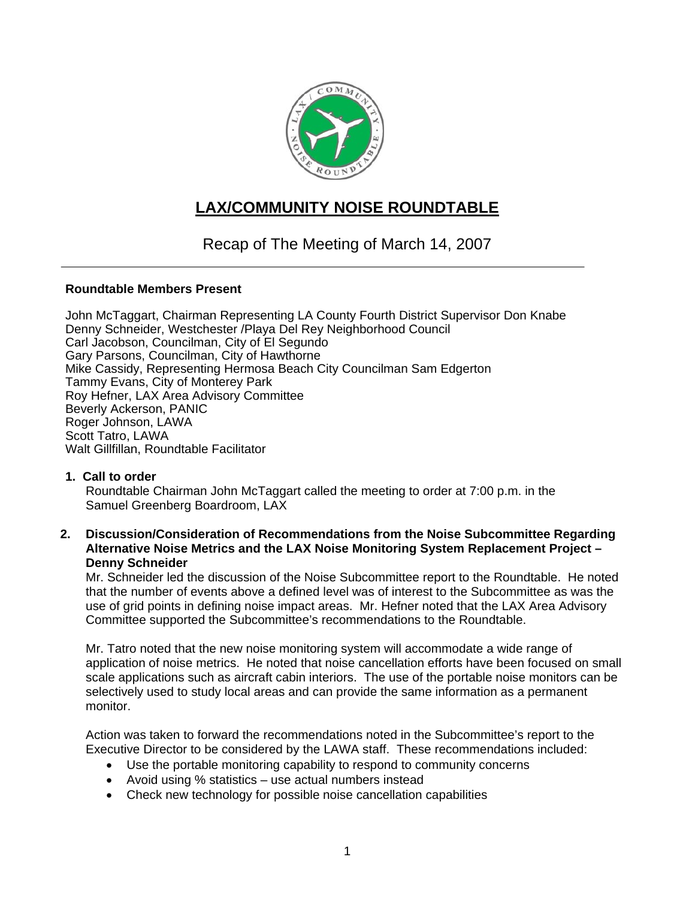# LAX/COMMUNITY NOISE ROUNDTABLE

## Recap of The Meeting of March 14, 2007

---

**Roundtable Members Present**

John McTaggart, Chairman Representing LA County Fourth District Supervisor Don Knabe
Denny Schneider, Westchester /Playa Del Rey Neighborhood Council
Carl Jacobson, Councilman, City of El Segundo
Gary Parsons, Councilman, City of Hawthorne
Mike Cassidy, Representing Hermosa Beach City Councilman Sam Edgerton
Tammy Evans, City of Monterey Park
Roy Hefner, LAX Area Advisory Committee
Beverly Ackerson, PANIC
Roger Johnson, LAWA
Scott Tatro, LAWA
Walt Gillfillan, Roundtable Facilitator

**1. Call to order**

Roundtable Chairman John McTaggart called the meeting to order at 7:00 p.m. in the Samuel Greenberg Boardroom, LAX

**2. Discussion/Consideration of Recommendations from the Noise Subcommittee Regarding Alternative Noise Metrics and the LAX Noise Monitoring System Replacement Project – Denny Schneider**

Mr. Schneider led the discussion of the Noise Subcommittee report to the Roundtable. He noted that the number of events above a defined level was of interest to the Subcommittee as was the use of grid points in defining noise impact areas. Mr. Hefner noted that the LAX Area Advisory Committee supported the Subcommittee's recommendations to the Roundtable.

Mr. Tatro noted that the new noise monitoring system will accommodate a wide range of application of noise metrics. He noted that noise cancellation efforts have been focused on small scale applications such as aircraft cabin interiors. The use of the portable noise monitors can be selectively used to study local areas and can provide the same information as a permanent monitor.

Action was taken to forward the recommendations noted in the Subcommittee's report to the Executive Director to be considered by the LAWA staff. These recommendations included:

- Use the portable monitoring capability to respond to community concerns
- Avoid using % statistics – use actual numbers instead
- Check new technology for possible noise cancellation capabilities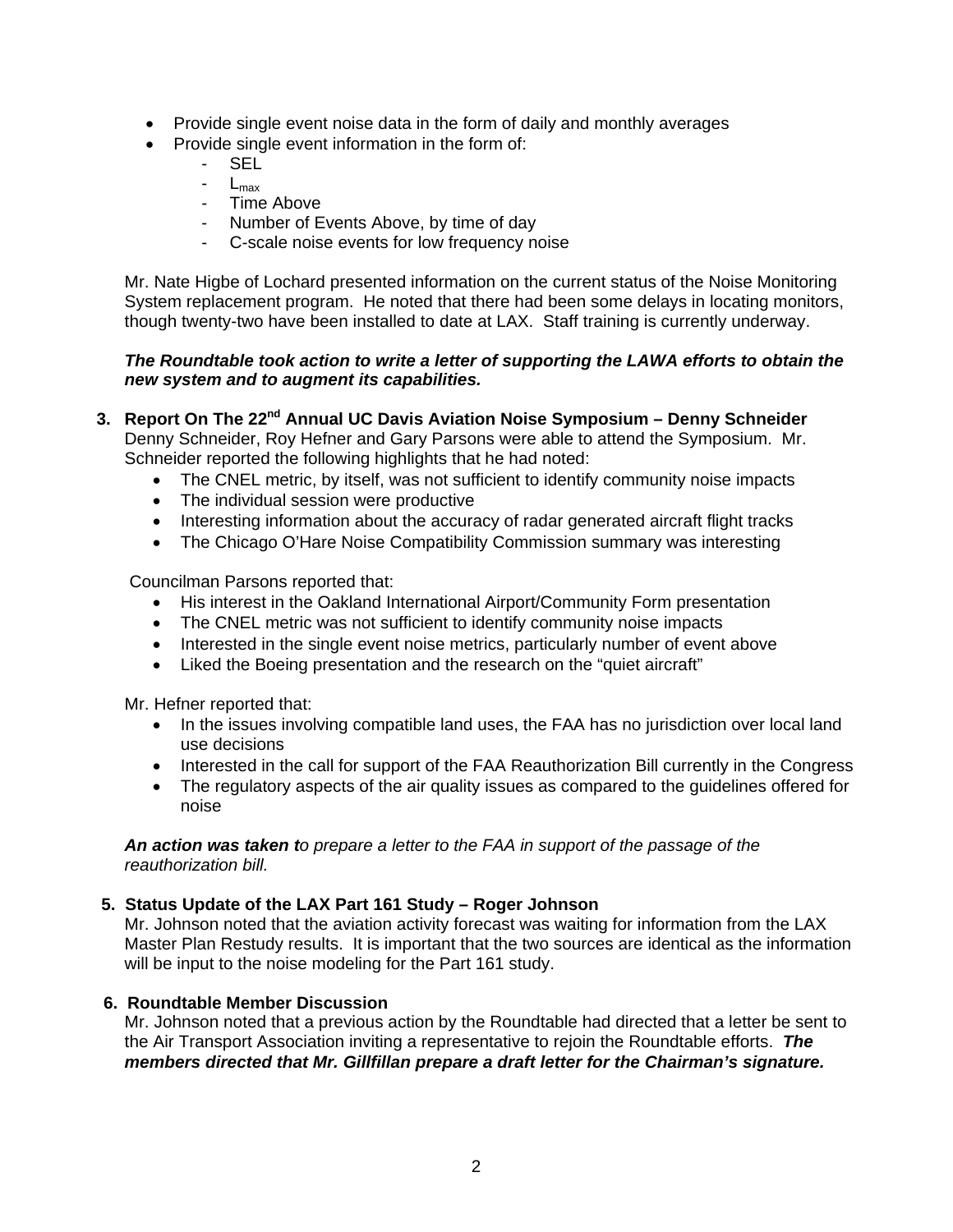- Provide single event noise data in the form of daily and monthly averages
- Provide single event information in the form of:
  - SEL
  - $L_{max}$
  - Time Above
  - Number of Events Above, by time of day
  - C-scale noise events for low frequency noise

Mr. Nate Higbe of Lochard presented information on the current status of the Noise Monitoring System replacement program. He noted that there had been some delays in locating monitors, though twenty-two have been installed to date at LAX. Staff training is currently underway.

***The Roundtable took action to write a letter of supporting the LAWA efforts to obtain the new system and to augment its capabilities.***

**3. Report On The 22nd Annual UC Davis Aviation Noise Symposium – Denny Schneider**

Denny Schneider, Roy Hefner and Gary Parsons were able to attend the Symposium. Mr. Schneider reported the following highlights that he had noted:

- The CNEL metric, by itself, was not sufficient to identify community noise impacts
- The individual session were productive
- Interesting information about the accuracy of radar generated aircraft flight tracks
- The Chicago O'Hare Noise Compatibility Commission summary was interesting

Councilman Parsons reported that:

- His interest in the Oakland International Airport/Community Form presentation
- The CNEL metric was not sufficient to identify community noise impacts
- Interested in the single event noise metrics, particularly number of event above
- Liked the Boeing presentation and the research on the "quiet aircraft"

Mr. Hefner reported that:

- In the issues involving compatible land uses, the FAA has no jurisdiction over local land use decisions
- Interested in the call for support of the FAA Reauthorization Bill currently in the Congress
- The regulatory aspects of the air quality issues as compared to the guidelines offered for noise

***An action was taken t****o prepare a letter to the FAA in support of the passage of the reauthorization bill.*

**5. Status Update of the LAX Part 161 Study – Roger Johnson**

Mr. Johnson noted that the aviation activity forecast was waiting for information from the LAX Master Plan Restudy results. It is important that the two sources are identical as the information will be input to the noise modeling for the Part 161 study.

**6. Roundtable Member Discussion**

Mr. Johnson noted that a previous action by the Roundtable had directed that a letter be sent to the Air Transport Association inviting a representative to rejoin the Roundtable efforts. ***The members directed that Mr. Gillfillan prepare a draft letter for the Chairman's signature.***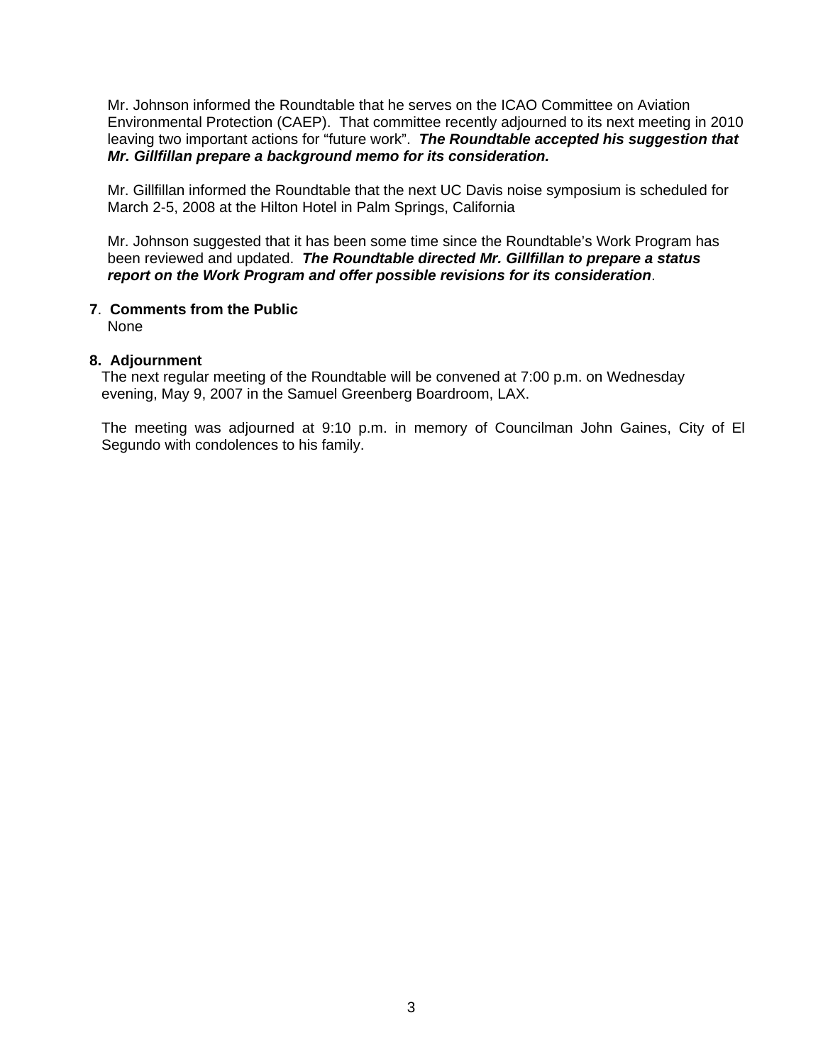Mr. Johnson informed the Roundtable that he serves on the ICAO Committee on Aviation Environmental Protection (CAEP). That committee recently adjourned to its next meeting in 2010 leaving two important actions for "future work". ***The Roundtable accepted his suggestion that Mr. Gillfillan prepare a background memo for its consideration.***

Mr. Gillfillan informed the Roundtable that the next UC Davis noise symposium is scheduled for March 2-5, 2008 at the Hilton Hotel in Palm Springs, California

Mr. Johnson suggested that it has been some time since the Roundtable's Work Program has been reviewed and updated. ***The Roundtable directed Mr. Gillfillan to prepare a status report on the Work Program and offer possible revisions for its consideration***.

**7**. **Comments from the Public**

None

**8. Adjournment**

The next regular meeting of the Roundtable will be convened at 7:00 p.m. on Wednesday evening, May 9, 2007 in the Samuel Greenberg Boardroom, LAX.

The meeting was adjourned at 9:10 p.m. in memory of Councilman John Gaines, City of El Segundo with condolences to his family.